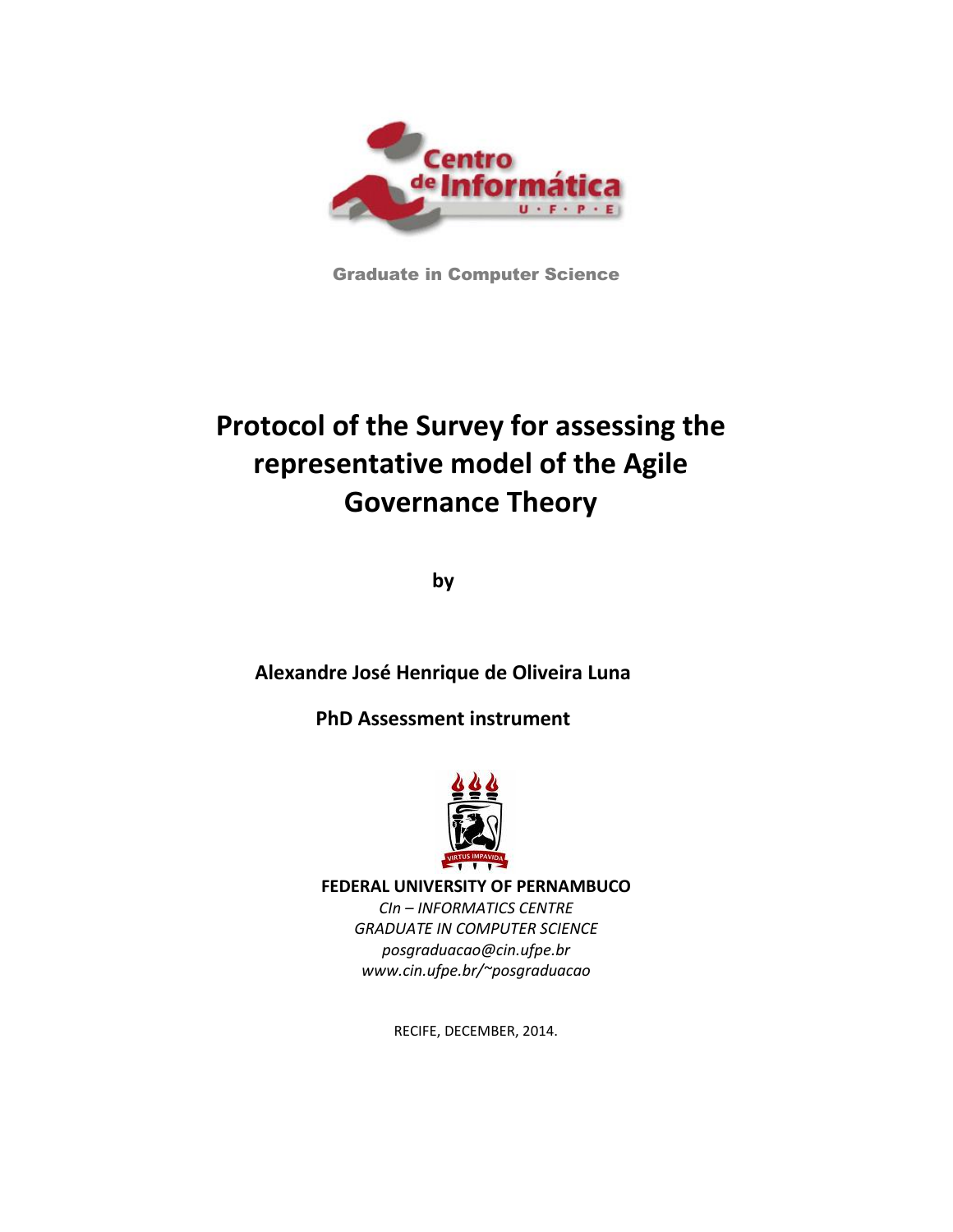Graduate in Computer Science

# Protocol of the Survey for assessing the representative model of the Agile Governance Theory

**by**

**Alexandre José Henrique de Oliveira Luna**

**PhD Assessment instrument**

**FEDERAL UNIVERSITY OF PERNAMBUCO**

*CIn – INFORMATICS CENTRE*

*GRADUATE IN COMPUTER SCIENCE*

*posgraduacao@cin.ufpe.br*

*www.cin.ufpe.br/~posgraduacao*

RECIFE, DECEMBER, 2014.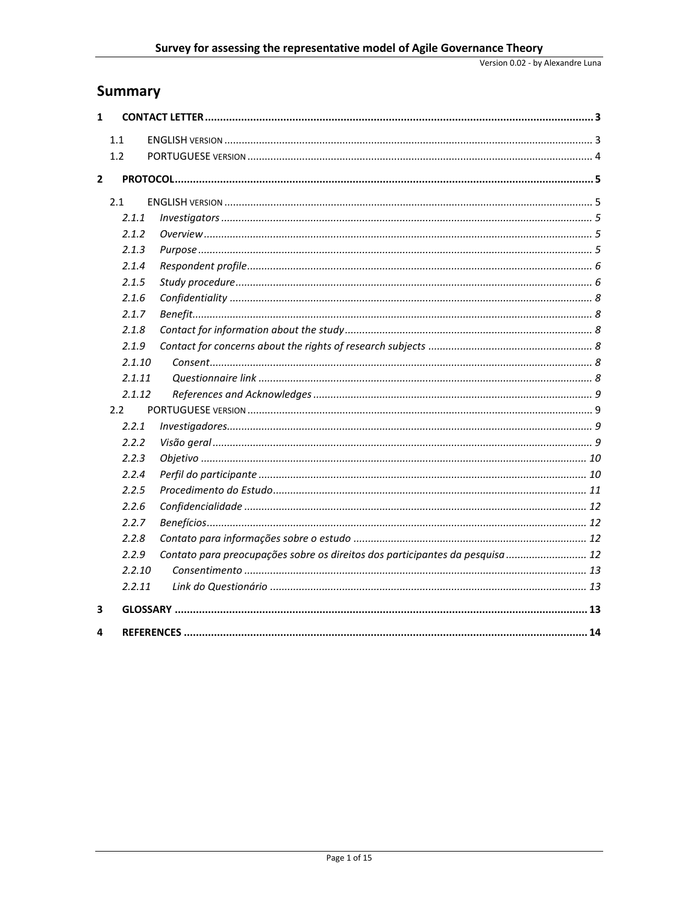# Summary

1 CONTACT LETTER ........ 3

- 1.1 ENGLISH VERSION ........ 3
- 1.2 PORTUGUESE VERSION ........ 4

2 PROTOCOL ........ 5

- 2.1 ENGLISH VERSION ........ 5
  - *2.1.1 Investigators* ........ 5
  - *2.1.2 Overview* ........ 5
  - *2.1.3 Purpose* ........ 5
  - *2.1.4 Respondent profile* ........ 6
  - *2.1.5 Study procedure* ........ 6
  - *2.1.6 Confidentiality* ........ 8
  - *2.1.7 Benefit* ........ 8
  - *2.1.8 Contact for information about the study* ........ 8
  - *2.1.9 Contact for concerns about the rights of research subjects* ........ 8
  - *2.1.10 Consent* ........ 8
  - *2.1.11 Questionnaire link* ........ 8
  - *2.1.12 References and Acknowledges* ........ 9
- 2.2 PORTUGUESE VERSION ........ 9
  - *2.2.1 Investigadores* ........ 9
  - *2.2.2 Visão geral* ........ 9
  - *2.2.3 Objetivo* ........ 10
  - *2.2.4 Perfil do participante* ........ 10
  - *2.2.5 Procedimento do Estudo* ........ 11
  - *2.2.6 Confidencialidade* ........ 12
  - *2.2.7 Benefícios* ........ 12
  - *2.2.8 Contato para informações sobre o estudo* ........ 12
  - *2.2.9 Contato para preocupações sobre os direitos dos participantes da pesquisa* ........ 12
  - *2.2.10 Consentimento* ........ 13
  - *2.2.11 Link do Questionário* ........ 13

3 GLOSSARY ........ 13

4 REFERENCES ........ 14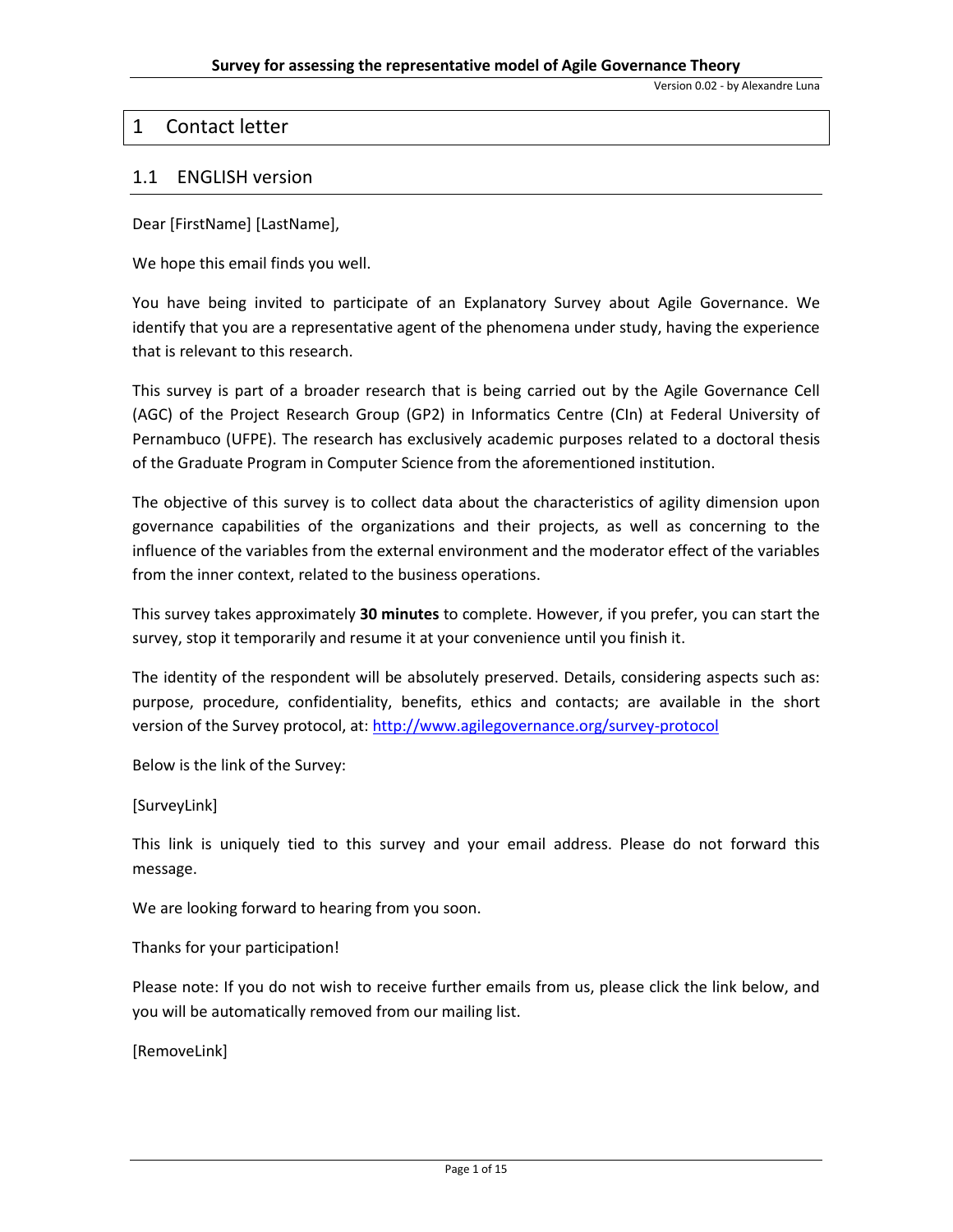# 1 Contact letter

## 1.1 ENGLISH version

Dear [FirstName] [LastName],

We hope this email finds you well.

You have being invited to participate of an Explanatory Survey about Agile Governance. We identify that you are a representative agent of the phenomena under study, having the experience that is relevant to this research.

This survey is part of a broader research that is being carried out by the Agile Governance Cell (AGC) of the Project Research Group (GP2) in Informatics Centre (CIn) at Federal University of Pernambuco (UFPE). The research has exclusively academic purposes related to a doctoral thesis of the Graduate Program in Computer Science from the aforementioned institution.

The objective of this survey is to collect data about the characteristics of agility dimension upon governance capabilities of the organizations and their projects, as well as concerning to the influence of the variables from the external environment and the moderator effect of the variables from the inner context, related to the business operations.

This survey takes approximately **30 minutes** to complete. However, if you prefer, you can start the survey, stop it temporarily and resume it at your convenience until you finish it.

The identity of the respondent will be absolutely preserved. Details, considering aspects such as: purpose, procedure, confidentiality, benefits, ethics and contacts; are available in the short version of the Survey protocol, at: http://www.agilegovernance.org/survey-protocol

Below is the link of the Survey:

[SurveyLink]

This link is uniquely tied to this survey and your email address. Please do not forward this message.

We are looking forward to hearing from you soon.

Thanks for your participation!

Please note: If you do not wish to receive further emails from us, please click the link below, and you will be automatically removed from our mailing list.

[RemoveLink]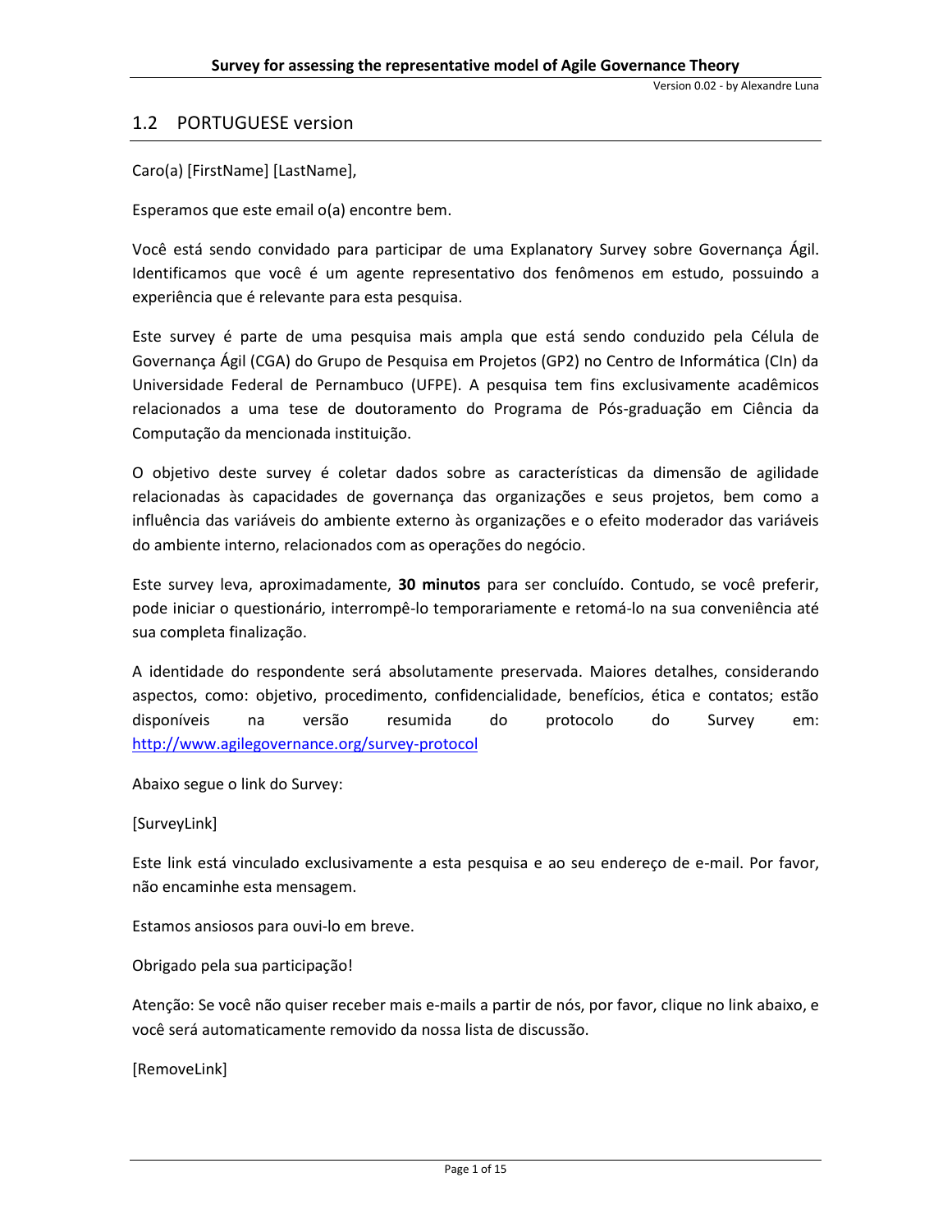## 1.2 PORTUGUESE version

Caro(a) [FirstName] [LastName],

Esperamos que este email o(a) encontre bem.

Você está sendo convidado para participar de uma Explanatory Survey sobre Governança Ágil. Identificamos que você é um agente representativo dos fenômenos em estudo, possuindo a experiência que é relevante para esta pesquisa.

Este survey é parte de uma pesquisa mais ampla que está sendo conduzido pela Célula de Governança Ágil (CGA) do Grupo de Pesquisa em Projetos (GP2) no Centro de Informática (CIn) da Universidade Federal de Pernambuco (UFPE). A pesquisa tem fins exclusivamente acadêmicos relacionados a uma tese de doutoramento do Programa de Pós-graduação em Ciência da Computação da mencionada instituição.

O objetivo deste survey é coletar dados sobre as características da dimensão de agilidade relacionadas às capacidades de governança das organizações e seus projetos, bem como a influência das variáveis do ambiente externo às organizações e o efeito moderador das variáveis do ambiente interno, relacionados com as operações do negócio.

Este survey leva, aproximadamente, **30 minutos** para ser concluído. Contudo, se você preferir, pode iniciar o questionário, interrompê-lo temporariamente e retomá-lo na sua conveniência até sua completa finalização.

A identidade do respondente será absolutamente preservada. Maiores detalhes, considerando aspectos, como: objetivo, procedimento, confidencialidade, benefícios, ética e contatos; estão disponíveis na versão resumida do protocolo do Survey em: http://www.agilegovernance.org/survey-protocol

Abaixo segue o link do Survey:

[SurveyLink]

Este link está vinculado exclusivamente a esta pesquisa e ao seu endereço de e-mail. Por favor, não encaminhe esta mensagem.

Estamos ansiosos para ouvi-lo em breve.

Obrigado pela sua participação!

Atenção: Se você não quiser receber mais e-mails a partir de nós, por favor, clique no link abaixo, e você será automaticamente removido da nossa lista de discussão.

[RemoveLink]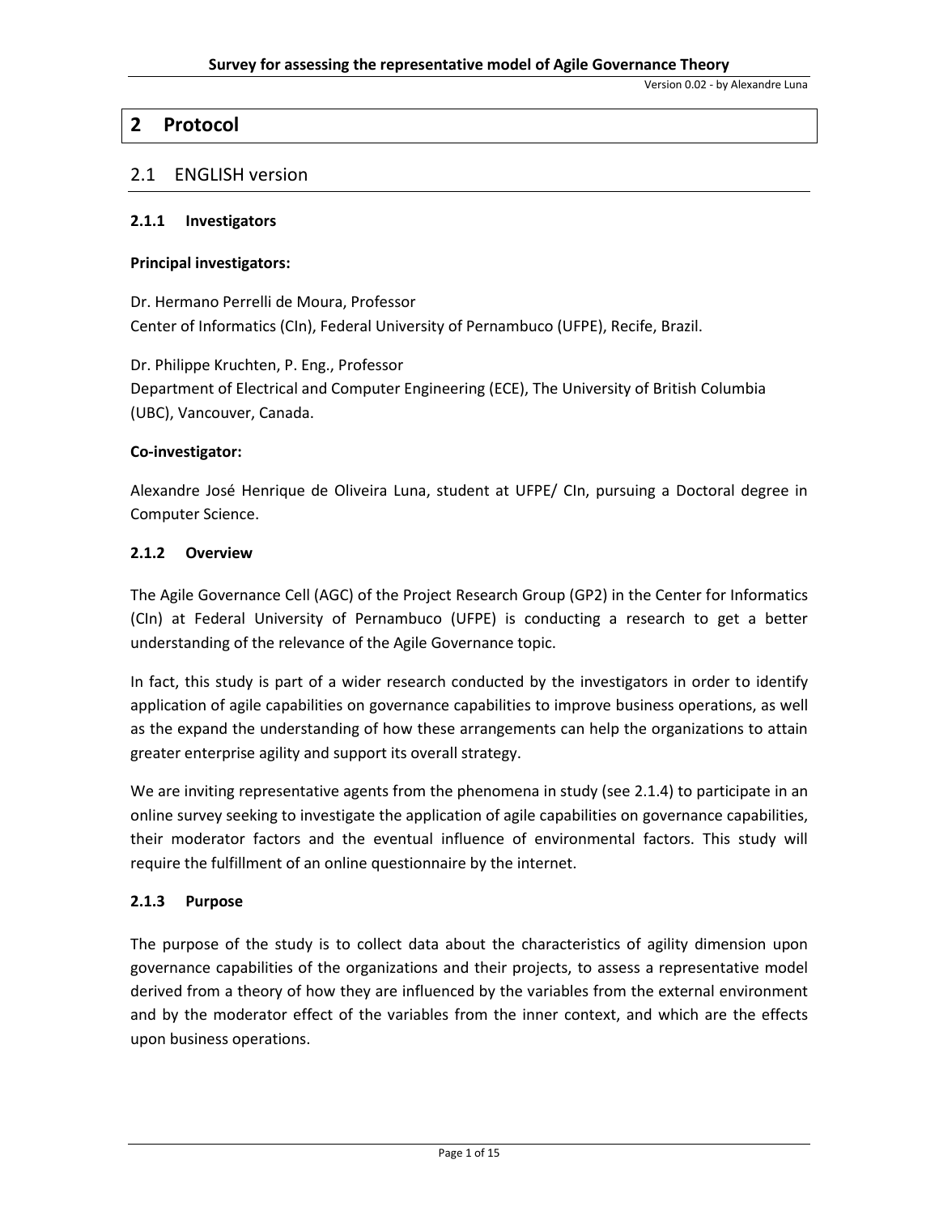# 2 Protocol

## 2.1 ENGLISH version

### 2.1.1 Investigators

**Principal investigators:**

Dr. Hermano Perrelli de Moura, Professor
Center of Informatics (CIn), Federal University of Pernambuco (UFPE), Recife, Brazil.

Dr. Philippe Kruchten, P. Eng., Professor
Department of Electrical and Computer Engineering (ECE), The University of British Columbia (UBC), Vancouver, Canada.

**Co-investigator:**

Alexandre José Henrique de Oliveira Luna, student at UFPE/ CIn, pursuing a Doctoral degree in Computer Science.

### 2.1.2 Overview

The Agile Governance Cell (AGC) of the Project Research Group (GP2) in the Center for Informatics (CIn) at Federal University of Pernambuco (UFPE) is conducting a research to get a better understanding of the relevance of the Agile Governance topic.

In fact, this study is part of a wider research conducted by the investigators in order to identify application of agile capabilities on governance capabilities to improve business operations, as well as the expand the understanding of how these arrangements can help the organizations to attain greater enterprise agility and support its overall strategy.

We are inviting representative agents from the phenomena in study (see 2.1.4) to participate in an online survey seeking to investigate the application of agile capabilities on governance capabilities, their moderator factors and the eventual influence of environmental factors. This study will require the fulfillment of an online questionnaire by the internet.

### 2.1.3 Purpose

The purpose of the study is to collect data about the characteristics of agility dimension upon governance capabilities of the organizations and their projects, to assess a representative model derived from a theory of how they are influenced by the variables from the external environment and by the moderator effect of the variables from the inner context, and which are the effects upon business operations.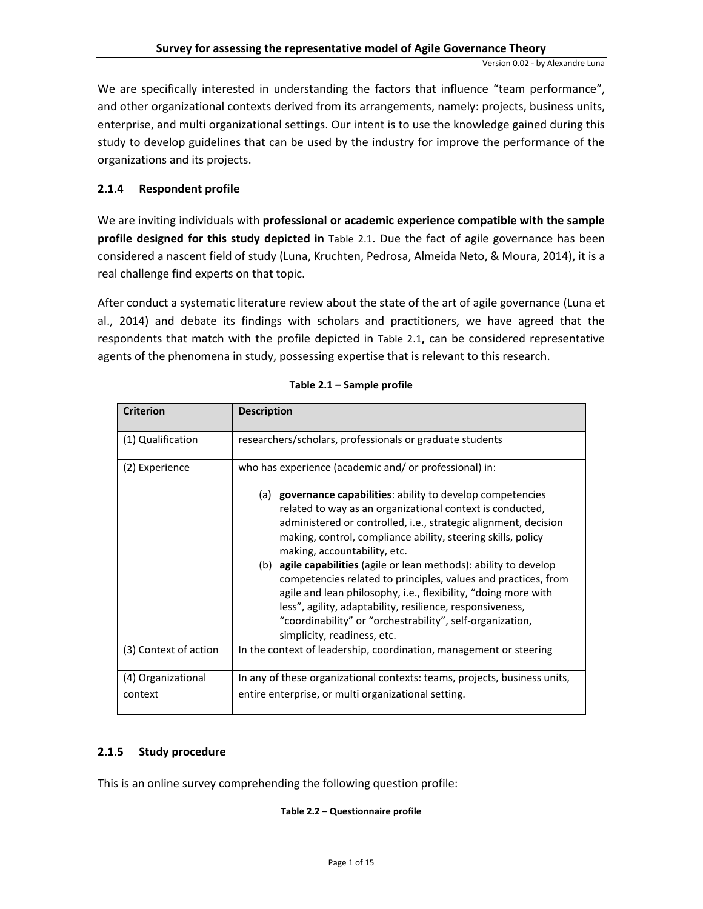We are specifically interested in understanding the factors that influence "team performance", and other organizational contexts derived from its arrangements, namely: projects, business units, enterprise, and multi organizational settings. Our intent is to use the knowledge gained during this study to develop guidelines that can be used by the industry for improve the performance of the organizations and its projects.

### 2.1.4 Respondent profile

We are inviting individuals with **professional or academic experience compatible with the sample profile designed for this study depicted in** Table 2.1. Due the fact of agile governance has been considered a nascent field of study (Luna, Kruchten, Pedrosa, Almeida Neto, & Moura, 2014), it is a real challenge find experts on that topic.

After conduct a systematic literature review about the state of the art of agile governance (Luna et al., 2014) and debate its findings with scholars and practitioners, we have agreed that the respondents that match with the profile depicted in Table 2.1**,** can be considered representative agents of the phenomena in study, possessing expertise that is relevant to this research.

**Table 2.1 – Sample profile**

| Criterion | Description |
|---|---|
| (1) Qualification | researchers/scholars, professionals or graduate students |
| (2) Experience | who has experience (academic and/ or professional) in: (a) **governance capabilities**: ability to develop competencies related to way as an organizational context is conducted, administered or controlled, i.e., strategic alignment, decision making, control, compliance ability, steering skills, policy making, accountability, etc. (b) **agile capabilities** (agile or lean methods): ability to develop competencies related to principles, values and practices, from agile and lean philosophy, i.e., flexibility, "doing more with less", agility, adaptability, resilience, responsiveness, "coordinability" or "orchestrability", self-organization, simplicity, readiness, etc. |
| (3) Context of action | In the context of leadership, coordination, management or steering |
| (4) Organizational context | In any of these organizational contexts: teams, projects, business units, entire enterprise, or multi organizational setting. |

### 2.1.5 Study procedure

This is an online survey comprehending the following question profile:

**Table 2.2 – Questionnaire profile**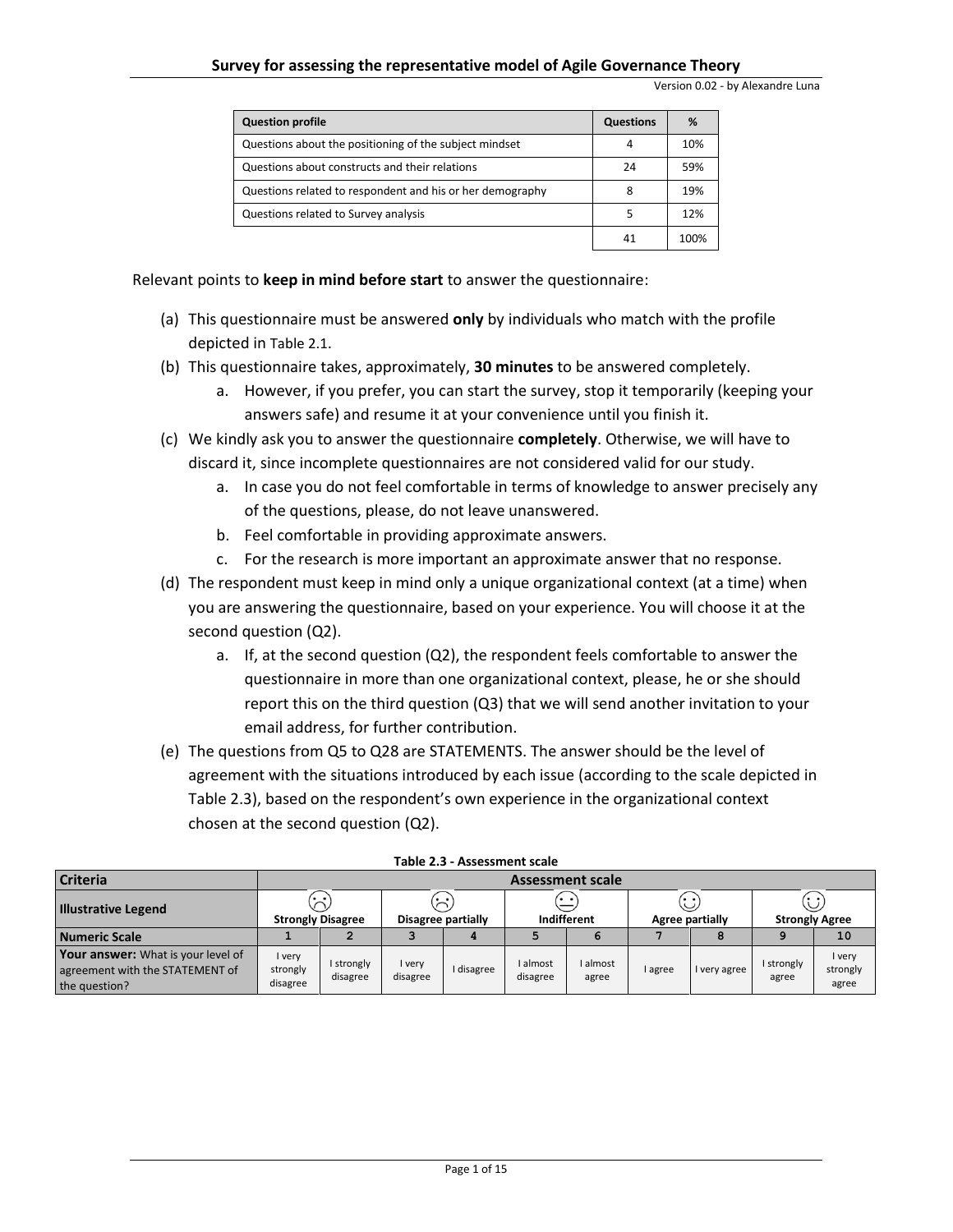# Survey for assessing the representative model of Agile Governance Theory

Version 0.02 - by Alexandre Luna

| Question profile | Questions | % |
| --- | --- | --- |
| Questions about the positioning of the subject mindset | 4 | 10% |
| Questions about constructs and their relations | 24 | 59% |
| Questions related to respondent and his or her demography | 8 | 19% |
| Questions related to Survey analysis | 5 | 12% |
| | 41 | 100% |

Relevant points to **keep in mind before start** to answer the questionnaire:

(a) This questionnaire must be answered **only** by individuals who match with the profile depicted in Table 2.1.

(b) This questionnaire takes, approximately, **30 minutes** to be answered completely.
   a. However, if you prefer, you can start the survey, stop it temporarily (keeping your answers safe) and resume it at your convenience until you finish it.

(c) We kindly ask you to answer the questionnaire **completely**. Otherwise, we will have to discard it, since incomplete questionnaires are not considered valid for our study.
   a. In case you do not feel comfortable in terms of knowledge to answer precisely any of the questions, please, do not leave unanswered.
   b. Feel comfortable in providing approximate answers.
   c. For the research is more important an approximate answer that no response.

(d) The respondent must keep in mind only a unique organizational context (at a time) when you are answering the questionnaire, based on your experience. You will choose it at the second question (Q2).
   a. If, at the second question (Q2), the respondent feels comfortable to answer the questionnaire in more than one organizational context, please, he or she should report this on the third question (Q3) that we will send another invitation to your email address, for further contribution.

(e) The questions from Q5 to Q28 are STATEMENTS. The answer should be the level of agreement with the situations introduced by each issue (according to the scale depicted in Table 2.3), based on the respondent's own experience in the organizational context chosen at the second question (Q2).

**Table 2.3 - Assessment scale**

| Criteria | Assessment scale | | | | | | | | | |
| --- | --- | --- | --- | --- | --- | --- | --- | --- | --- | --- |
| Illustrative Legend | Strongly Disagree | | Disagree partially | | Indifferent | | Agree partially | | Strongly Agree | |
| Numeric Scale | 1 | 2 | 3 | 4 | 5 | 6 | 7 | 8 | 9 | 10 |
| **Your answer:** What is your level of agreement with the STATEMENT of the question? | I very strongly disagree | I strongly disagree | I very disagree | I disagree | I almost disagree | I almost agree | I agree | I very agree | I strongly agree | I very strongly agree |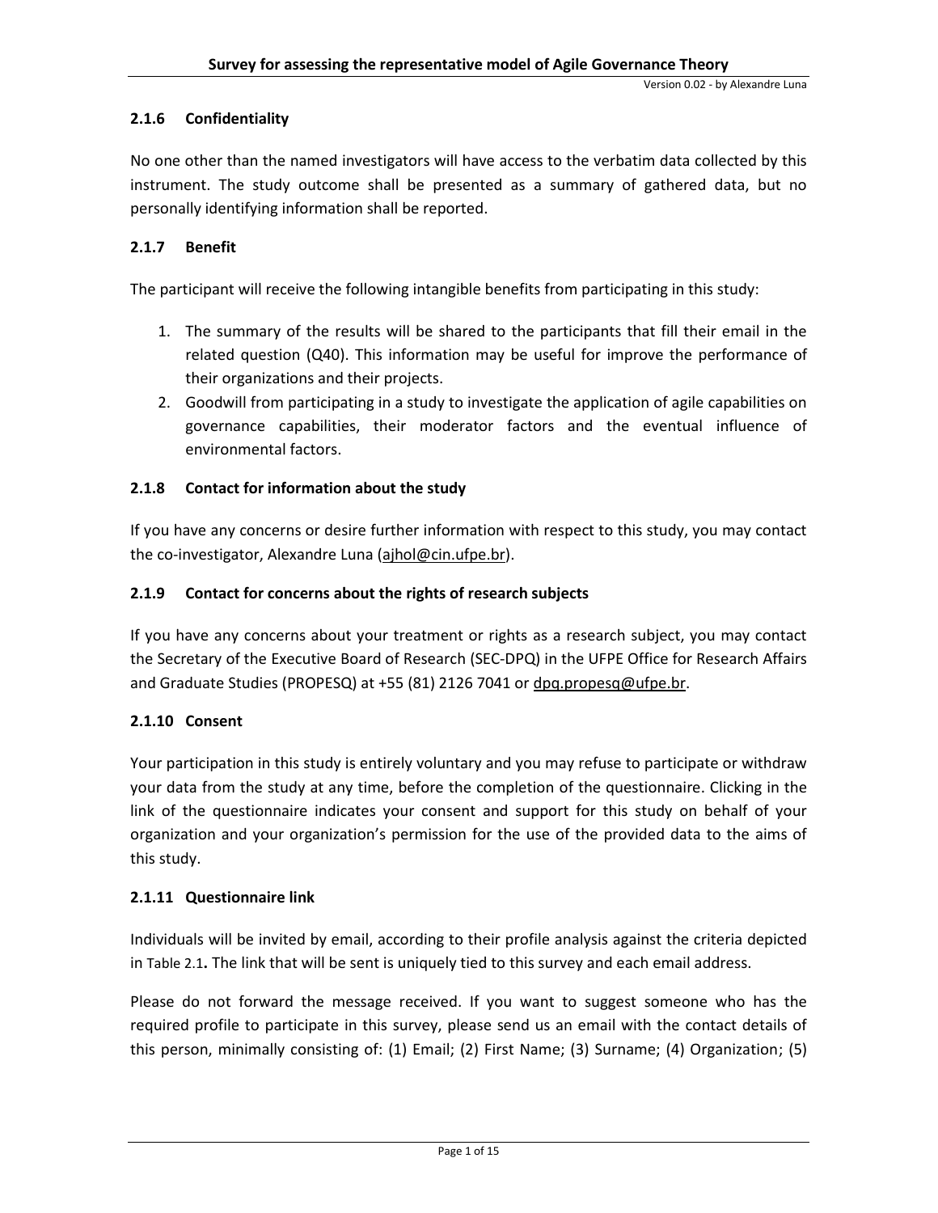### 2.1.6 Confidentiality

No one other than the named investigators will have access to the verbatim data collected by this instrument. The study outcome shall be presented as a summary of gathered data, but no personally identifying information shall be reported.

### 2.1.7 Benefit

The participant will receive the following intangible benefits from participating in this study:

1. The summary of the results will be shared to the participants that fill their email in the related question (Q40). This information may be useful for improve the performance of their organizations and their projects.
2. Goodwill from participating in a study to investigate the application of agile capabilities on governance capabilities, their moderator factors and the eventual influence of environmental factors.

### 2.1.8 Contact for information about the study

If you have any concerns or desire further information with respect to this study, you may contact the co-investigator, Alexandre Luna (ajhol@cin.ufpe.br).

### 2.1.9 Contact for concerns about the rights of research subjects

If you have any concerns about your treatment or rights as a research subject, you may contact the Secretary of the Executive Board of Research (SEC-DPQ) in the UFPE Office for Research Affairs and Graduate Studies (PROPESQ) at +55 (81) 2126 7041 or dpq.propesq@ufpe.br.

### 2.1.10 Consent

Your participation in this study is entirely voluntary and you may refuse to participate or withdraw your data from the study at any time, before the completion of the questionnaire. Clicking in the link of the questionnaire indicates your consent and support for this study on behalf of your organization and your organization's permission for the use of the provided data to the aims of this study.

### 2.1.11 Questionnaire link

Individuals will be invited by email, according to their profile analysis against the criteria depicted in Table 2.1**.** The link that will be sent is uniquely tied to this survey and each email address.

Please do not forward the message received. If you want to suggest someone who has the required profile to participate in this survey, please send us an email with the contact details of this person, minimally consisting of: (1) Email; (2) First Name; (3) Surname; (4) Organization; (5)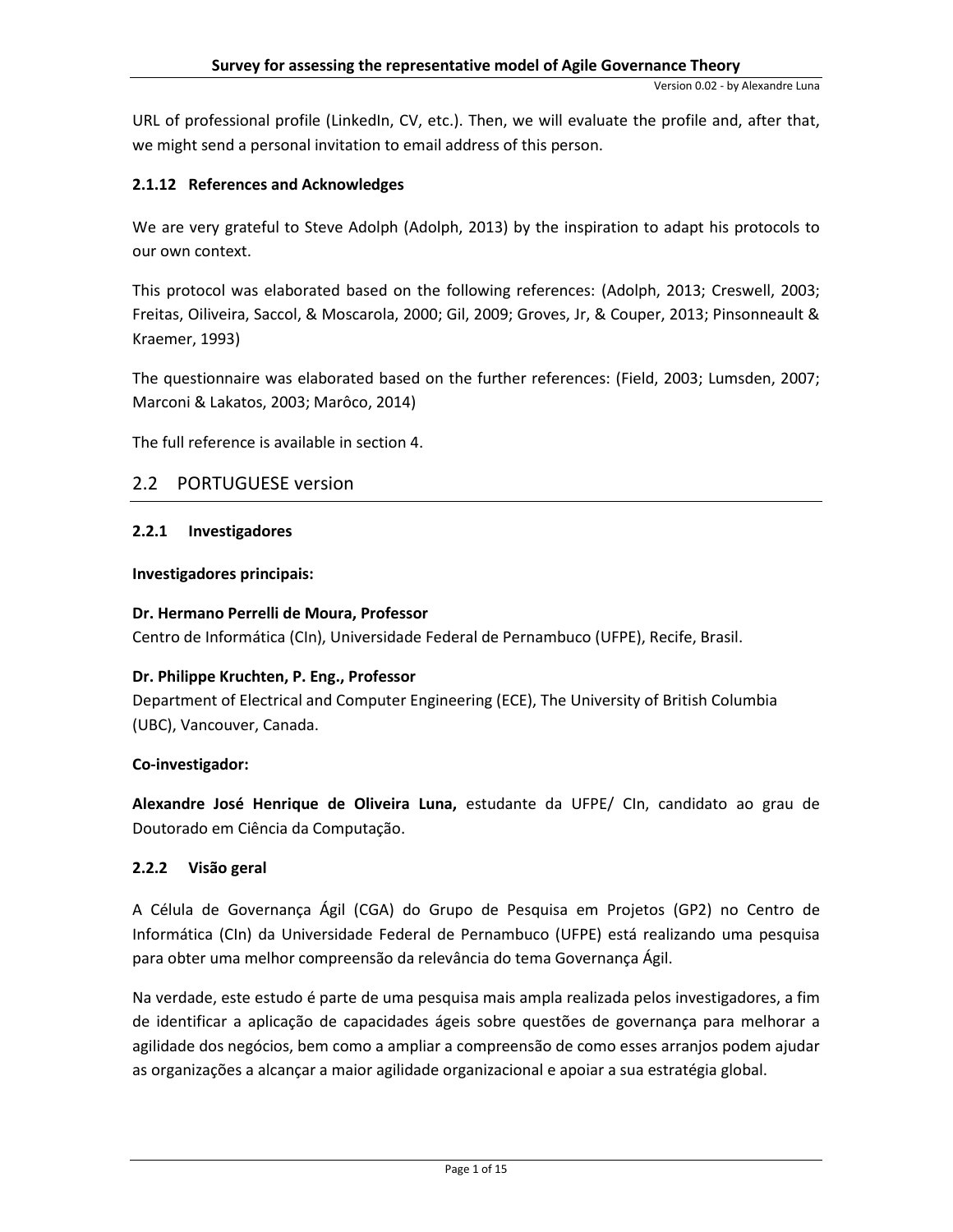URL of professional profile (LinkedIn, CV, etc.). Then, we will evaluate the profile and, after that, we might send a personal invitation to email address of this person.

#### 2.1.12 References and Acknowledges

We are very grateful to Steve Adolph (Adolph, 2013) by the inspiration to adapt his protocols to our own context.

This protocol was elaborated based on the following references: (Adolph, 2013; Creswell, 2003; Freitas, Oiliveira, Saccol, & Moscarola, 2000; Gil, 2009; Groves, Jr, & Couper, 2013; Pinsonneault & Kraemer, 1993)

The questionnaire was elaborated based on the further references: (Field, 2003; Lumsden, 2007; Marconi & Lakatos, 2003; Marôco, 2014)

The full reference is available in section 4.

## 2.2 PORTUGUESE version

#### 2.2.1 Investigadores

**Investigadores principais:**

**Dr. Hermano Perrelli de Moura, Professor**
Centro de Informática (CIn), Universidade Federal de Pernambuco (UFPE), Recife, Brasil.

**Dr. Philippe Kruchten, P. Eng., Professor**
Department of Electrical and Computer Engineering (ECE), The University of British Columbia (UBC), Vancouver, Canada.

**Co-investigador:**

**Alexandre José Henrique de Oliveira Luna,** estudante da UFPE/ CIn, candidato ao grau de Doutorado em Ciência da Computação.

#### 2.2.2 Visão geral

A Célula de Governança Ágil (CGA) do Grupo de Pesquisa em Projetos (GP2) no Centro de Informática (CIn) da Universidade Federal de Pernambuco (UFPE) está realizando uma pesquisa para obter uma melhor compreensão da relevância do tema Governança Ágil.

Na verdade, este estudo é parte de uma pesquisa mais ampla realizada pelos investigadores, a fim de identificar a aplicação de capacidades ágeis sobre questões de governança para melhorar a agilidade dos negócios, bem como a ampliar a compreensão de como esses arranjos podem ajudar as organizações a alcançar a maior agilidade organizacional e apoiar a sua estratégia global.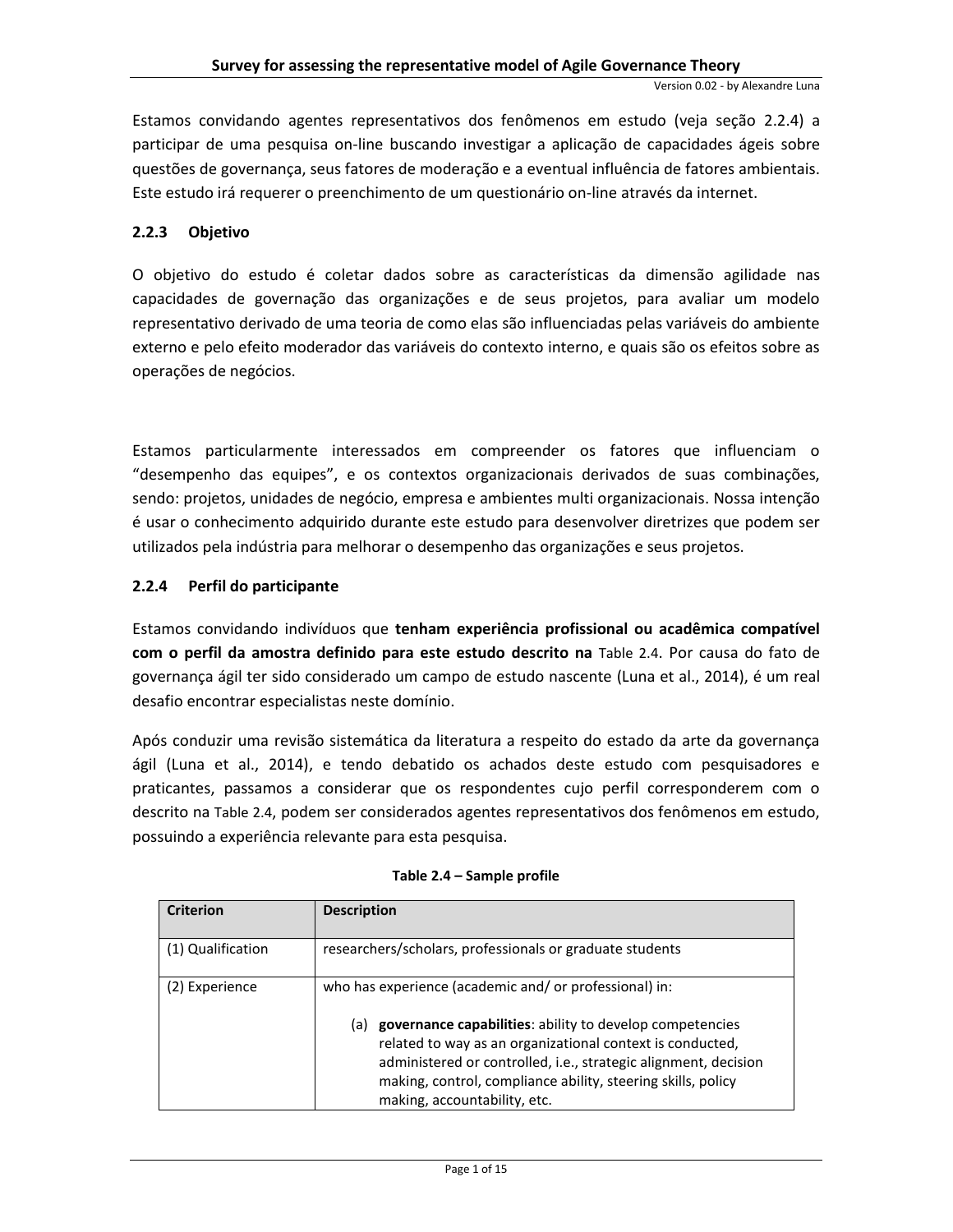Estamos convidando agentes representativos dos fenômenos em estudo (veja seção 2.2.4) a participar de uma pesquisa on-line buscando investigar a aplicação de capacidades ágeis sobre questões de governança, seus fatores de moderação e a eventual influência de fatores ambientais. Este estudo irá requerer o preenchimento de um questionário on-line através da internet.

### 2.2.3 Objetivo

O objetivo do estudo é coletar dados sobre as características da dimensão agilidade nas capacidades de governação das organizações e de seus projetos, para avaliar um modelo representativo derivado de uma teoria de como elas são influenciadas pelas variáveis do ambiente externo e pelo efeito moderador das variáveis do contexto interno, e quais são os efeitos sobre as operações de negócios.

Estamos particularmente interessados em compreender os fatores que influenciam o "desempenho das equipes", e os contextos organizacionais derivados de suas combinações, sendo: projetos, unidades de negócio, empresa e ambientes multi organizacionais. Nossa intenção é usar o conhecimento adquirido durante este estudo para desenvolver diretrizes que podem ser utilizados pela indústria para melhorar o desempenho das organizações e seus projetos.

### 2.2.4 Perfil do participante

Estamos convidando indivíduos que **tenham experiência profissional ou acadêmica compatível com o perfil da amostra definido para este estudo descrito na** Table 2.4. Por causa do fato de governança ágil ter sido considerado um campo de estudo nascente (Luna et al., 2014), é um real desafio encontrar especialistas neste domínio.

Após conduzir uma revisão sistemática da literatura a respeito do estado da arte da governança ágil (Luna et al., 2014), e tendo debatido os achados deste estudo com pesquisadores e praticantes, passamos a considerar que os respondentes cujo perfil corresponderem com o descrito na Table 2.4, podem ser considerados agentes representativos dos fenômenos em estudo, possuindo a experiência relevante para esta pesquisa.

**Table 2.4 – Sample profile**

| Criterion | Description |
| --- | --- |
| (1) Qualification | researchers/scholars, professionals or graduate students |
| (2) Experience | who has experience (academic and/ or professional) in:<br><br>(a) **governance capabilities**: ability to develop competencies related to way as an organizational context is conducted, administered or controlled, i.e., strategic alignment, decision making, control, compliance ability, steering skills, policy making, accountability, etc. |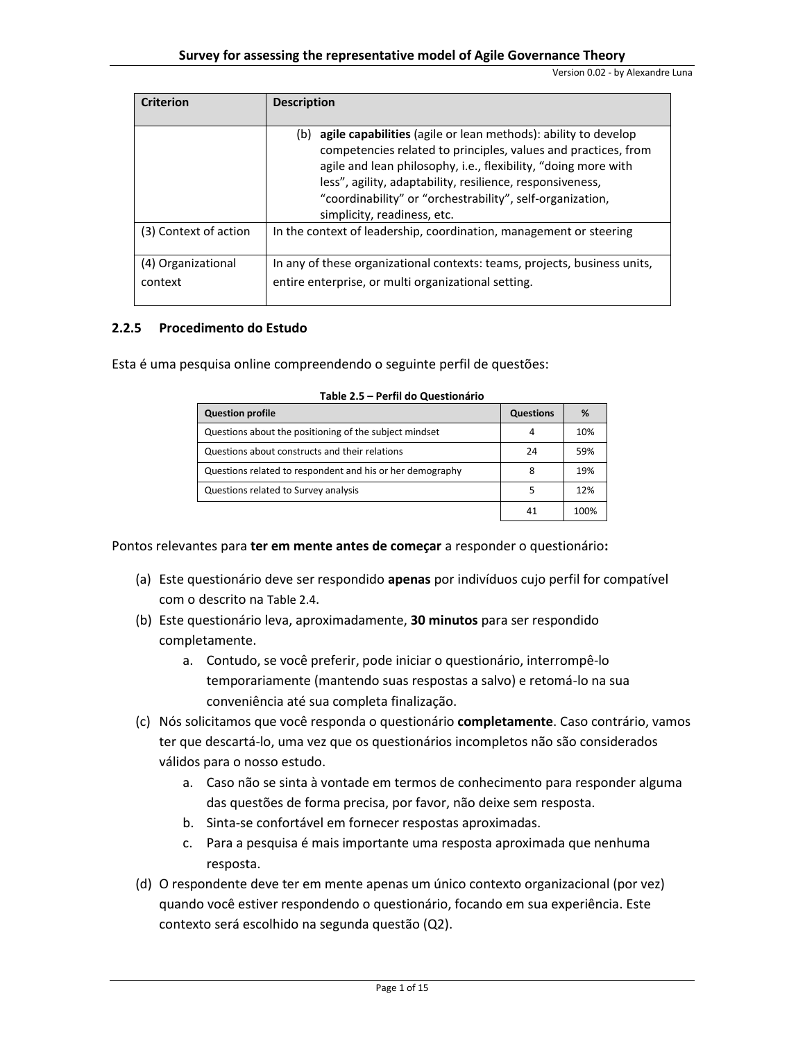| Criterion | Description |
|---|---|
| | (b) **agile capabilities** (agile or lean methods): ability to develop competencies related to principles, values and practices, from agile and lean philosophy, i.e., flexibility, "doing more with less", agility, adaptability, resilience, responsiveness, "coordinability" or "orchestrability", self-organization, simplicity, readiness, etc. |
| (3) Context of action | In the context of leadership, coordination, management or steering |
| (4) Organizational context | In any of these organizational contexts: teams, projects, business units, entire enterprise, or multi organizational setting. |

### 2.2.5 Procedimento do Estudo

Esta é uma pesquisa online compreendendo o seguinte perfil de questões:

**Table 2.5 – Perfil do Questionário**

| Question profile | Questions | % |
|---|---|---|
| Questions about the positioning of the subject mindset | 4 | 10% |
| Questions about constructs and their relations | 24 | 59% |
| Questions related to respondent and his or her demography | 8 | 19% |
| Questions related to Survey analysis | 5 | 12% |
| | 41 | 100% |

Pontos relevantes para **ter em mente antes de começar** a responder o questionário**:**

(a) Este questionário deve ser respondido **apenas** por indivíduos cujo perfil for compatível com o descrito na Table 2.4.

(b) Este questionário leva, aproximadamente, **30 minutos** para ser respondido completamente.
   a. Contudo, se você preferir, pode iniciar o questionário, interrompê-lo temporariamente (mantendo suas respostas a salvo) e retomá-lo na sua conveniência até sua completa finalização.

(c) Nós solicitamos que você responda o questionário **completamente**. Caso contrário, vamos ter que descartá-lo, uma vez que os questionários incompletos não são considerados válidos para o nosso estudo.
   a. Caso não se sinta à vontade em termos de conhecimento para responder alguma das questões de forma precisa, por favor, não deixe sem resposta.
   b. Sinta-se confortável em fornecer respostas aproximadas.
   c. Para a pesquisa é mais importante uma resposta aproximada que nenhuma resposta.

(d) O respondente deve ter em mente apenas um único contexto organizacional (por vez) quando você estiver respondendo o questionário, focando em sua experiência. Este contexto será escolhido na segunda questão (Q2).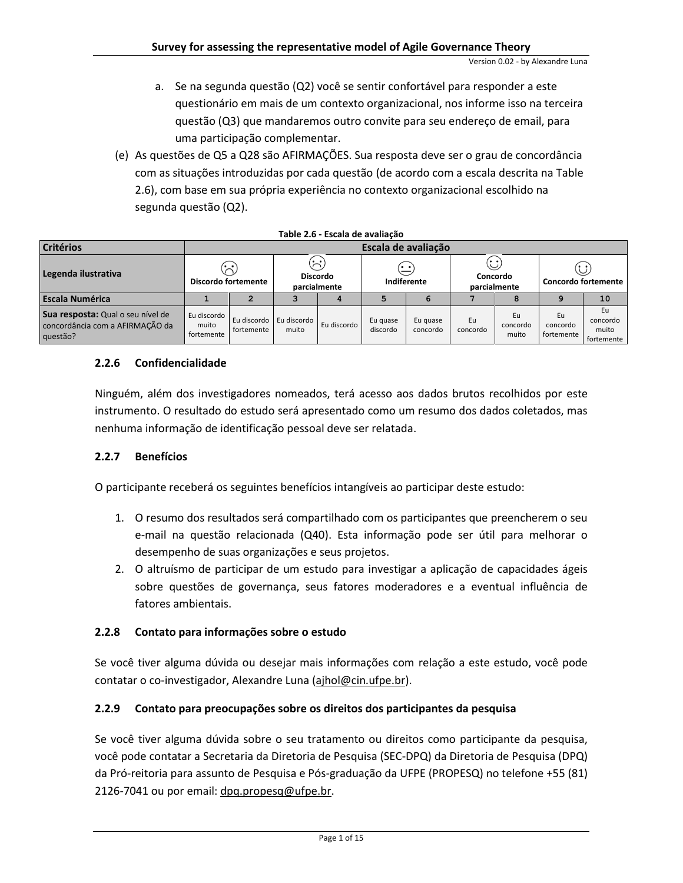a. Se na segunda questão (Q2) você se sentir confortável para responder a este questionário em mais de um contexto organizacional, nos informe isso na terceira questão (Q3) que mandaremos outro convite para seu endereço de email, para uma participação complementar.

(e) As questões de Q5 a Q28 são AFIRMAÇÕES. Sua resposta deve ser o grau de concordância com as situações introduzidas por cada questão (de acordo com a escala descrita na Table 2.6), com base em sua própria experiência no contexto organizacional escolhido na segunda questão (Q2).

**Table 2.6 - Escala de avaliação**

| **Critérios** | **Escala de avaliação** | | | | | | | | | |
|---|---|---|---|---|---|---|---|---|---|---|
| **Legenda ilustrativa** | **Discordo fortemente** | | **Discordo parcialmente** | | **Indiferente** | | **Concordo parcialmente** | | **Concordo fortemente** | |
| **Escala Numérica** | 1 | 2 | 3 | 4 | 5 | 6 | 7 | 8 | 9 | 10 |
| **Sua resposta:** Qual o seu nível de concordância com a AFIRMAÇÃO da questão? | Eu discordo muito fortemente | Eu discordo fortemente | Eu discordo muito | Eu discordo | Eu quase discordo | Eu quase concordo | Eu concordo | Eu concordo muito | Eu concordo fortemente | Eu concordo muito fortemente |

### 2.2.6 Confidencialidade

Ninguém, além dos investigadores nomeados, terá acesso aos dados brutos recolhidos por este instrumento. O resultado do estudo será apresentado como um resumo dos dados coletados, mas nenhuma informação de identificação pessoal deve ser relatada.

### 2.2.7 Benefícios

O participante receberá os seguintes benefícios intangíveis ao participar deste estudo:

1. O resumo dos resultados será compartilhado com os participantes que preencherem o seu e-mail na questão relacionada (Q40). Esta informação pode ser útil para melhorar o desempenho de suas organizações e seus projetos.
2. O altruísmo de participar de um estudo para investigar a aplicação de capacidades ágeis sobre questões de governança, seus fatores moderadores e a eventual influência de fatores ambientais.

### 2.2.8 Contato para informações sobre o estudo

Se você tiver alguma dúvida ou desejar mais informações com relação a este estudo, você pode contatar o co-investigador, Alexandre Luna (ajhol@cin.ufpe.br).

### 2.2.9 Contato para preocupações sobre os direitos dos participantes da pesquisa

Se você tiver alguma dúvida sobre o seu tratamento ou direitos como participante da pesquisa, você pode contatar a Secretaria da Diretoria de Pesquisa (SEC-DPQ) da Diretoria de Pesquisa (DPQ) da Pró-reitoria para assunto de Pesquisa e Pós-graduação da UFPE (PROPESQ) no telefone +55 (81) 2126-7041 ou por email: dpq.propesq@ufpe.br.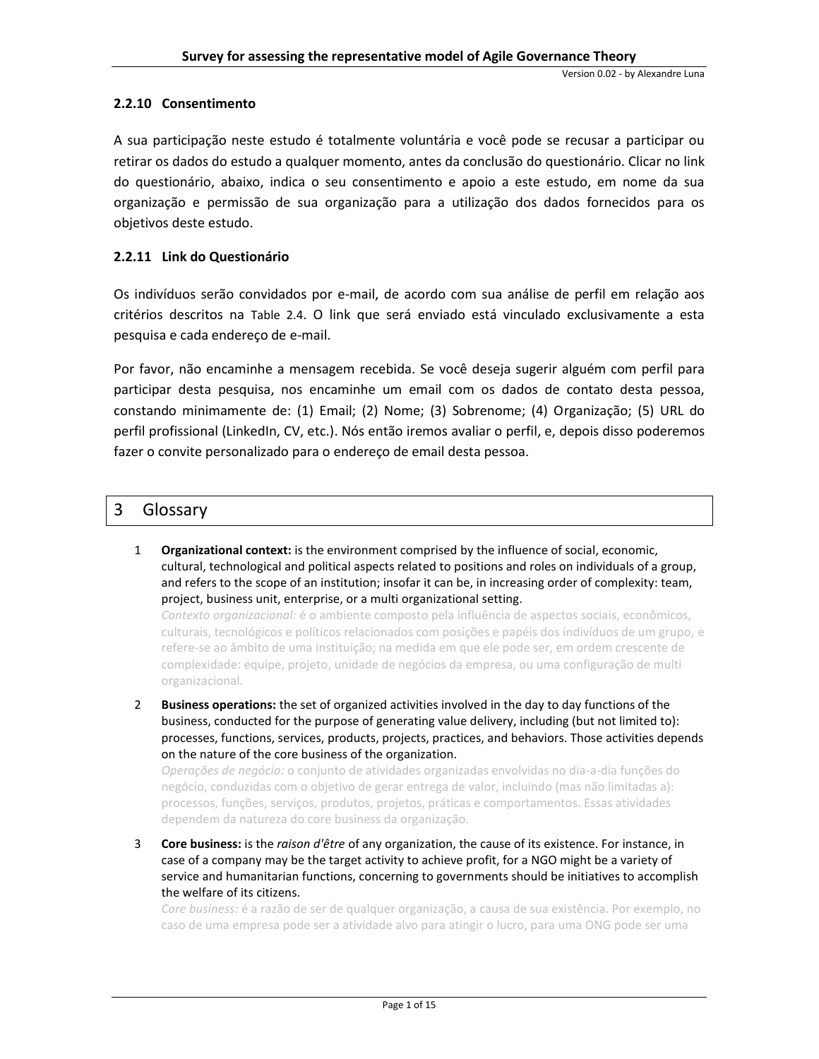### 2.2.10 Consentimento

A sua participação neste estudo é totalmente voluntária e você pode se recusar a participar ou retirar os dados do estudo a qualquer momento, antes da conclusão do questionário. Clicar no link do questionário, abaixo, indica o seu consentimento e apoio a este estudo, em nome da sua organização e permissão de sua organização para a utilização dos dados fornecidos para os objetivos deste estudo.

### 2.2.11 Link do Questionário

Os indivíduos serão convidados por e-mail, de acordo com sua análise de perfil em relação aos critérios descritos na Table 2.4. O link que será enviado está vinculado exclusivamente a esta pesquisa e cada endereço de e-mail.

Por favor, não encaminhe a mensagem recebida. Se você deseja sugerir alguém com perfil para participar desta pesquisa, nos encaminhe um email com os dados de contato desta pessoa, constando minimamente de: (1) Email; (2) Nome; (3) Sobrenome; (4) Organização; (5) URL do perfil profissional (LinkedIn, CV, etc.). Nós então iremos avaliar o perfil, e, depois disso poderemos fazer o convite personalizado para o endereço de email desta pessoa.

# 3 Glossary

1. **Organizational context:** is the environment comprised by the influence of social, economic, cultural, technological and political aspects related to positions and roles on individuals of a group, and refers to the scope of an institution; insofar it can be, in increasing order of complexity: team, project, business unit, enterprise, or a multi organizational setting.
   *Contexto organizacional:* é o ambiente composto pela influência de aspectos sociais, econômicos, culturais, tecnológicos e políticos relacionados com posições e papéis dos indivíduos de um grupo, e refere-se ao âmbito de uma instituição; na medida em que ele pode ser, em ordem crescente de complexidade: equipe, projeto, unidade de negócios da empresa, ou uma configuração de multi organizacional.

2. **Business operations:** the set of organized activities involved in the day to day functions of the business, conducted for the purpose of generating value delivery, including (but not limited to): processes, functions, services, products, projects, practices, and behaviors. Those activities depends on the nature of the core business of the organization.
   *Operações de negócio:* o conjunto de atividades organizadas envolvidas no dia-a-dia funções do negócio, conduzidas com o objetivo de gerar entrega de valor, incluindo (mas não limitadas a): processos, funções, serviços, produtos, projetos, práticas e comportamentos. Essas atividades dependem da natureza do core business da organização.

3. **Core business:** is the *raison d'être* of any organization, the cause of its existence. For instance, in case of a company may be the target activity to achieve profit, for a NGO might be a variety of service and humanitarian functions, concerning to governments should be initiatives to accomplish the welfare of its citizens.
   *Core business:* é a razão de ser de qualquer organização, a causa de sua existência. Por exemplo, no caso de uma empresa pode ser a atividade alvo para atingir o lucro, para uma ONG pode ser uma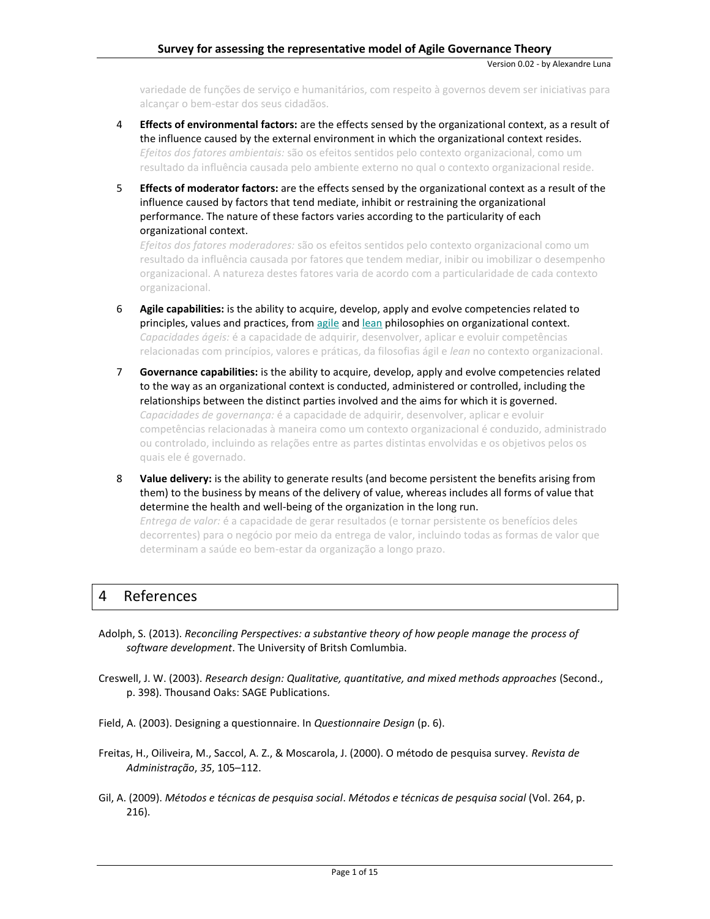variedade de funções de serviço e humanitários, com respeito à governos devem ser iniciativas para alcançar o bem-estar dos seus cidadãos.

4. **Effects of environmental factors:** are the effects sensed by the organizational context, as a result of the influence caused by the external environment in which the organizational context resides.
   *Efeitos dos fatores ambientais:* são os efeitos sentidos pelo contexto organizacional, como um resultado da influência causada pelo ambiente externo no qual o contexto organizacional reside.

5. **Effects of moderator factors:** are the effects sensed by the organizational context as a result of the influence caused by factors that tend mediate, inhibit or restraining the organizational performance. The nature of these factors varies according to the particularity of each organizational context.
   *Efeitos dos fatores moderadores:* são os efeitos sentidos pelo contexto organizacional como um resultado da influência causada por fatores que tendem mediar, inibir ou imobilizar o desempenho organizacional. A natureza destes fatores varia de acordo com a particularidade de cada contexto organizacional.

6. **Agile capabilities:** is the ability to acquire, develop, apply and evolve competencies related to principles, values and practices, from agile and lean philosophies on organizational context.
   *Capacidades ágeis:* é a capacidade de adquirir, desenvolver, aplicar e evoluir competências relacionadas com princípios, valores e práticas, da filosofias ágil e *lean* no contexto organizacional.

7. **Governance capabilities:** is the ability to acquire, develop, apply and evolve competencies related to the way as an organizational context is conducted, administered or controlled, including the relationships between the distinct parties involved and the aims for which it is governed.
   *Capacidades de governança:* é a capacidade de adquirir, desenvolver, aplicar e evoluir competências relacionadas à maneira como um contexto organizacional é conduzido, administrado ou controlado, incluindo as relações entre as partes distintas envolvidas e os objetivos pelos quais ele é governado.

8. **Value delivery:** is the ability to generate results (and become persistent the benefits arising from them) to the business by means of the delivery of value, whereas includes all forms of value that determine the health and well-being of the organization in the long run.
   *Entrega de valor:* é a capacidade de gerar resultados (e tornar persistente os benefícios deles decorrentes) para o negócio por meio da entrega de valor, incluindo todas as formas de valor que determinam a saúde eo bem-estar da organização a longo prazo.

# 4 References

Adolph, S. (2013). *Reconciling Perspectives: a substantive theory of how people manage the process of software development*. The University of Britsh Comlumbia.

Creswell, J. W. (2003). *Research design: Qualitative, quantitative, and mixed methods approaches* (Second., p. 398). Thousand Oaks: SAGE Publications.

Field, A. (2003). Designing a questionnaire. In *Questionnaire Design* (p. 6).

Freitas, H., Oiliveira, M., Saccol, A. Z., & Moscarola, J. (2000). O método de pesquisa survey. *Revista de Administração*, *35*, 105–112.

Gil, A. (2009). *Métodos e técnicas de pesquisa social*. *Métodos e técnicas de pesquisa social* (Vol. 264, p. 216).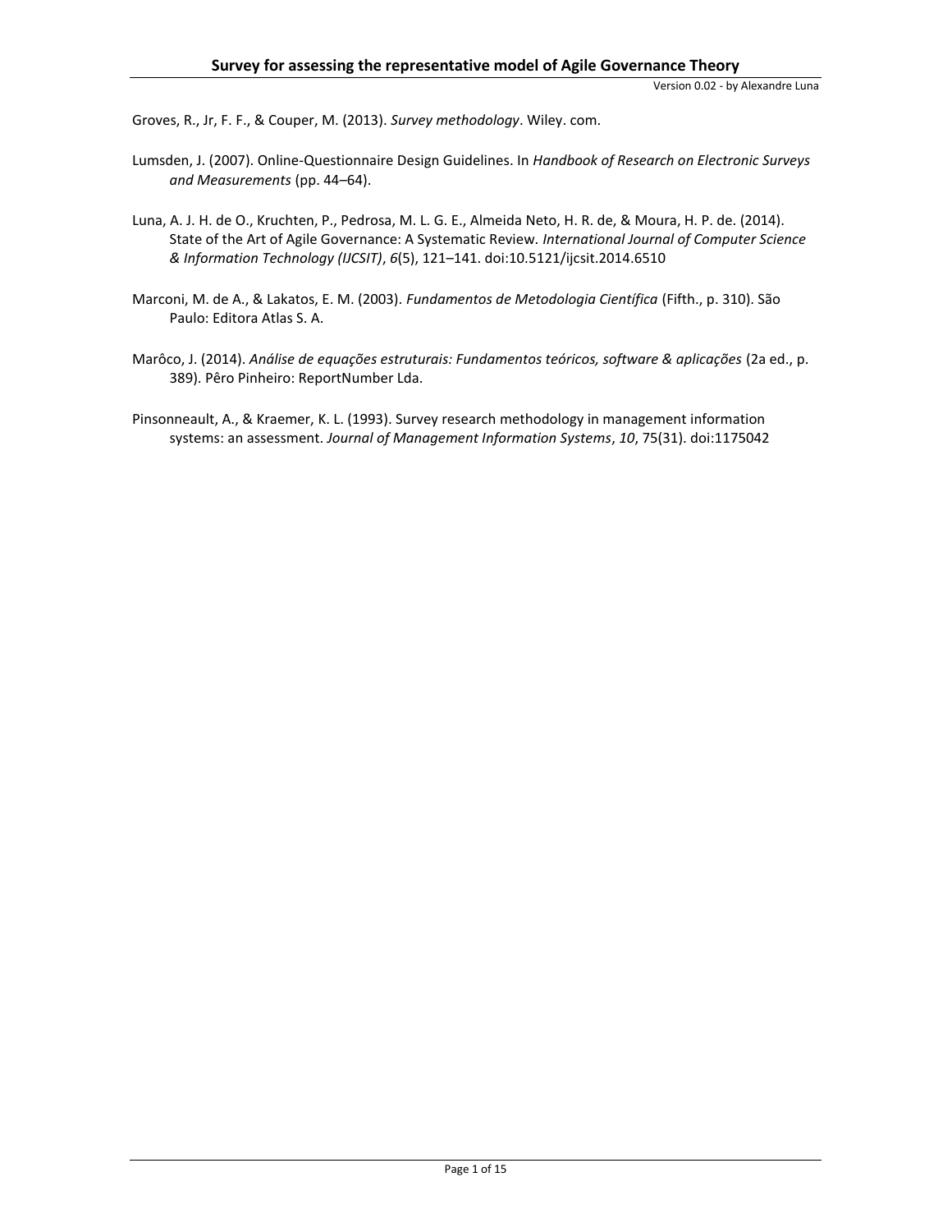Groves, R., Jr, F. F., & Couper, M. (2013). *Survey methodology*. Wiley. com.

Lumsden, J. (2007). Online-Questionnaire Design Guidelines. In *Handbook of Research on Electronic Surveys and Measurements* (pp. 44–64).

Luna, A. J. H. de O., Kruchten, P., Pedrosa, M. L. G. E., Almeida Neto, H. R. de, & Moura, H. P. de. (2014). State of the Art of Agile Governance: A Systematic Review. *International Journal of Computer Science & Information Technology (IJCSIT)*, *6*(5), 121–141. doi:10.5121/ijcsit.2014.6510

Marconi, M. de A., & Lakatos, E. M. (2003). *Fundamentos de Metodologia Científica* (Fifth., p. 310). São Paulo: Editora Atlas S. A.

Marôco, J. (2014). *Análise de equações estruturais: Fundamentos teóricos, software & aplicações* (2a ed., p. 389). Pêro Pinheiro: ReportNumber Lda.

Pinsonneault, A., & Kraemer, K. L. (1993). Survey research methodology in management information systems: an assessment. *Journal of Management Information Systems*, *10*, 75(31). doi:1175042